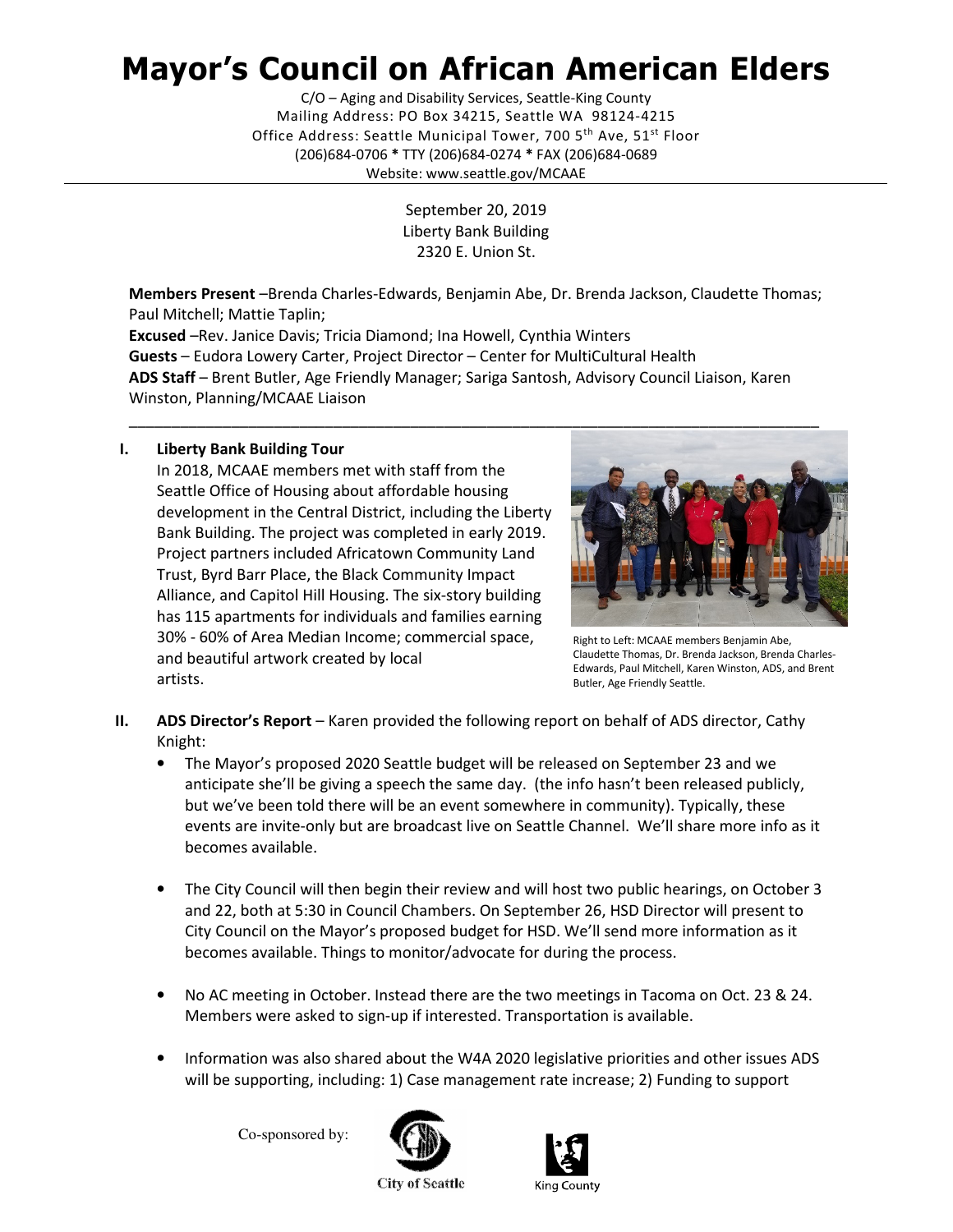# Mayor's Council on African American Elders

C/O – Aging and Disability Services, Seattle-King County
Mailing Address: PO Box 34215, Seattle WA 98124-4215
Office Address: Seattle Municipal Tower, 700 5th Ave, 51st Floor
(206)684-0706 * TTY (206)684-0274 * FAX (206)684-0689
Website: www.seattle.gov/MCAAE

September 20, 2019
Liberty Bank Building
2320 E. Union St.

**Members Present** –Brenda Charles-Edwards, Benjamin Abe, Dr. Brenda Jackson, Claudette Thomas; Paul Mitchell; Mattie Taplin;
**Excused** –Rev. Janice Davis; Tricia Diamond; Ina Howell, Cynthia Winters
**Guests** – Eudora Lowery Carter, Project Director – Center for MultiCultural Health
**ADS Staff** – Brent Butler, Age Friendly Manager; Sariga Santosh, Advisory Council Liaison, Karen Winston, Planning/MCAAE Liaison

---

**I. Liberty Bank Building Tour**

In 2018, MCAAE members met with staff from the Seattle Office of Housing about affordable housing development in the Central District, including the Liberty Bank Building. The project was completed in early 2019. Project partners included Africatown Community Land Trust, Byrd Barr Place, the Black Community Impact Alliance, and Capitol Hill Housing. The six-story building has 115 apartments for individuals and families earning 30% - 60% of Area Median Income; commercial space, and beautiful artwork created by local artists.

Right to Left: MCAAE members Benjamin Abe, Claudette Thomas, Dr. Brenda Jackson, Brenda Charles-Edwards, Paul Mitchell, Karen Winston, ADS, and Brent Butler, Age Friendly Seattle.

**II. ADS Director's Report** – Karen provided the following report on behalf of ADS director, Cathy Knight:

- The Mayor's proposed 2020 Seattle budget will be released on September 23 and we anticipate she'll be giving a speech the same day. (the info hasn't been released publicly, but we've been told there will be an event somewhere in community). Typically, these events are invite-only but are broadcast live on Seattle Channel. We'll share more info as it becomes available.

- The City Council will then begin their review and will host two public hearings, on October 3 and 22, both at 5:30 in Council Chambers. On September 26, HSD Director will present to City Council on the Mayor's proposed budget for HSD. We'll send more information as it becomes available. Things to monitor/advocate for during the process.

- No AC meeting in October. Instead there are the two meetings in Tacoma on Oct. 23 & 24. Members were asked to sign-up if interested. Transportation is available.

- Information was also shared about the W4A 2020 legislative priorities and other issues ADS will be supporting, including: 1) Case management rate increase; 2) Funding to support

Co-sponsored by: City of Seattle, King County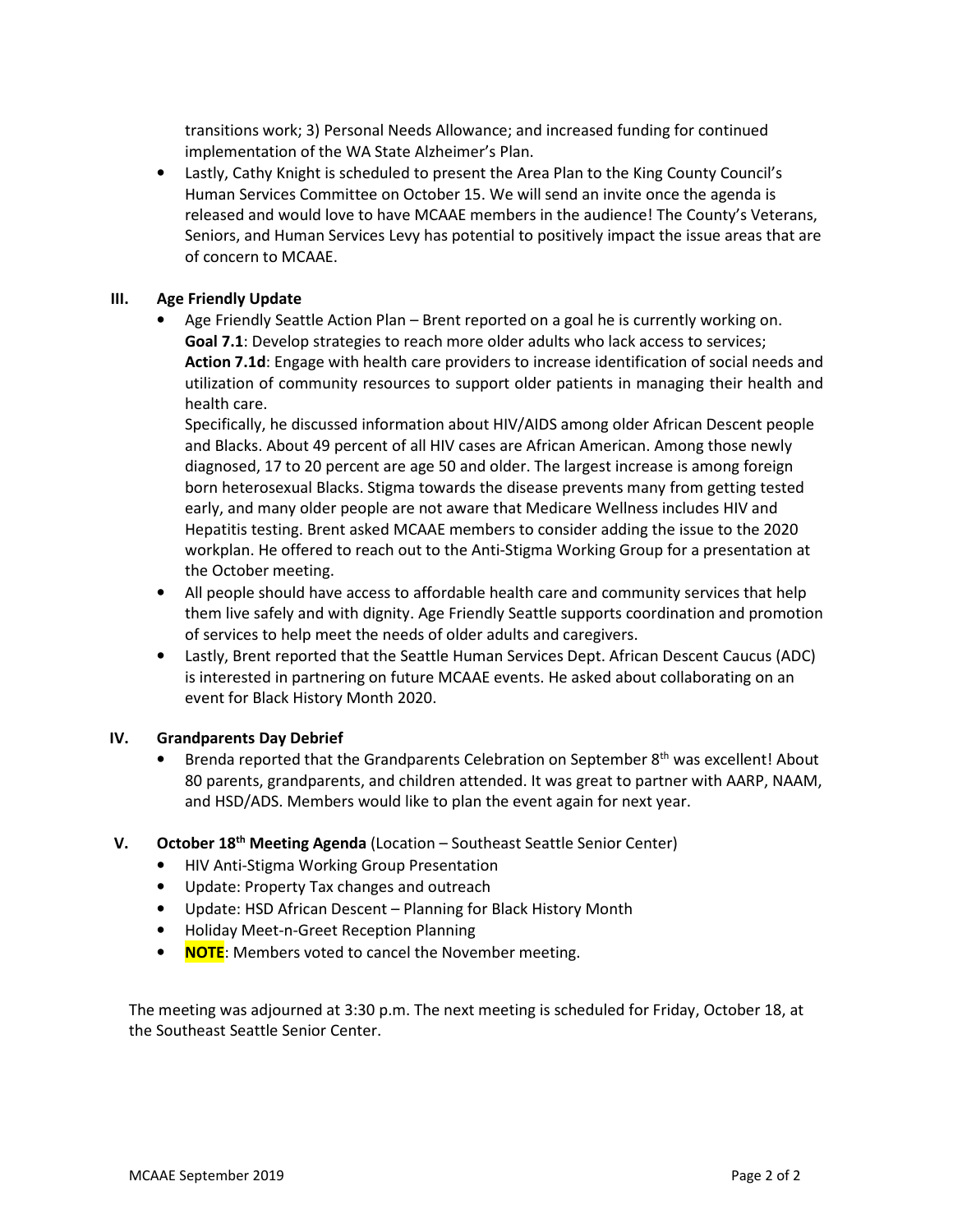transitions work; 3) Personal Needs Allowance; and increased funding for continued implementation of the WA State Alzheimer's Plan.

- Lastly, Cathy Knight is scheduled to present the Area Plan to the King County Council's Human Services Committee on October 15. We will send an invite once the agenda is released and would love to have MCAAE members in the audience! The County's Veterans, Seniors, and Human Services Levy has potential to positively impact the issue areas that are of concern to MCAAE.

## III. Age Friendly Update

- Age Friendly Seattle Action Plan – Brent reported on a goal he is currently working on. **Goal 7.1**: Develop strategies to reach more older adults who lack access to services; **Action 7.1d**: Engage with health care providers to increase identification of social needs and utilization of community resources to support older patients in managing their health and health care.

  Specifically, he discussed information about HIV/AIDS among older African Descent people and Blacks. About 49 percent of all HIV cases are African American. Among those newly diagnosed, 17 to 20 percent are age 50 and older. The largest increase is among foreign born heterosexual Blacks. Stigma towards the disease prevents many from getting tested early, and many older people are not aware that Medicare Wellness includes HIV and Hepatitis testing. Brent asked MCAAE members to consider adding the issue to the 2020 workplan. He offered to reach out to the Anti-Stigma Working Group for a presentation at the October meeting.
- All people should have access to affordable health care and community services that help them live safely and with dignity. Age Friendly Seattle supports coordination and promotion of services to help meet the needs of older adults and caregivers.
- Lastly, Brent reported that the Seattle Human Services Dept. African Descent Caucus (ADC) is interested in partnering on future MCAAE events. He asked about collaborating on an event for Black History Month 2020.

## IV. Grandparents Day Debrief

- Brenda reported that the Grandparents Celebration on September 8th was excellent! About 80 parents, grandparents, and children attended. It was great to partner with AARP, NAAM, and HSD/ADS. Members would like to plan the event again for next year.

## V. October 18th Meeting Agenda (Location – Southeast Seattle Senior Center)

- HIV Anti-Stigma Working Group Presentation
- Update: Property Tax changes and outreach
- Update: HSD African Descent – Planning for Black History Month
- Holiday Meet-n-Greet Reception Planning
- **NOTE**: Members voted to cancel the November meeting.

The meeting was adjourned at 3:30 p.m. The next meeting is scheduled for Friday, October 18, at the Southeast Seattle Senior Center.